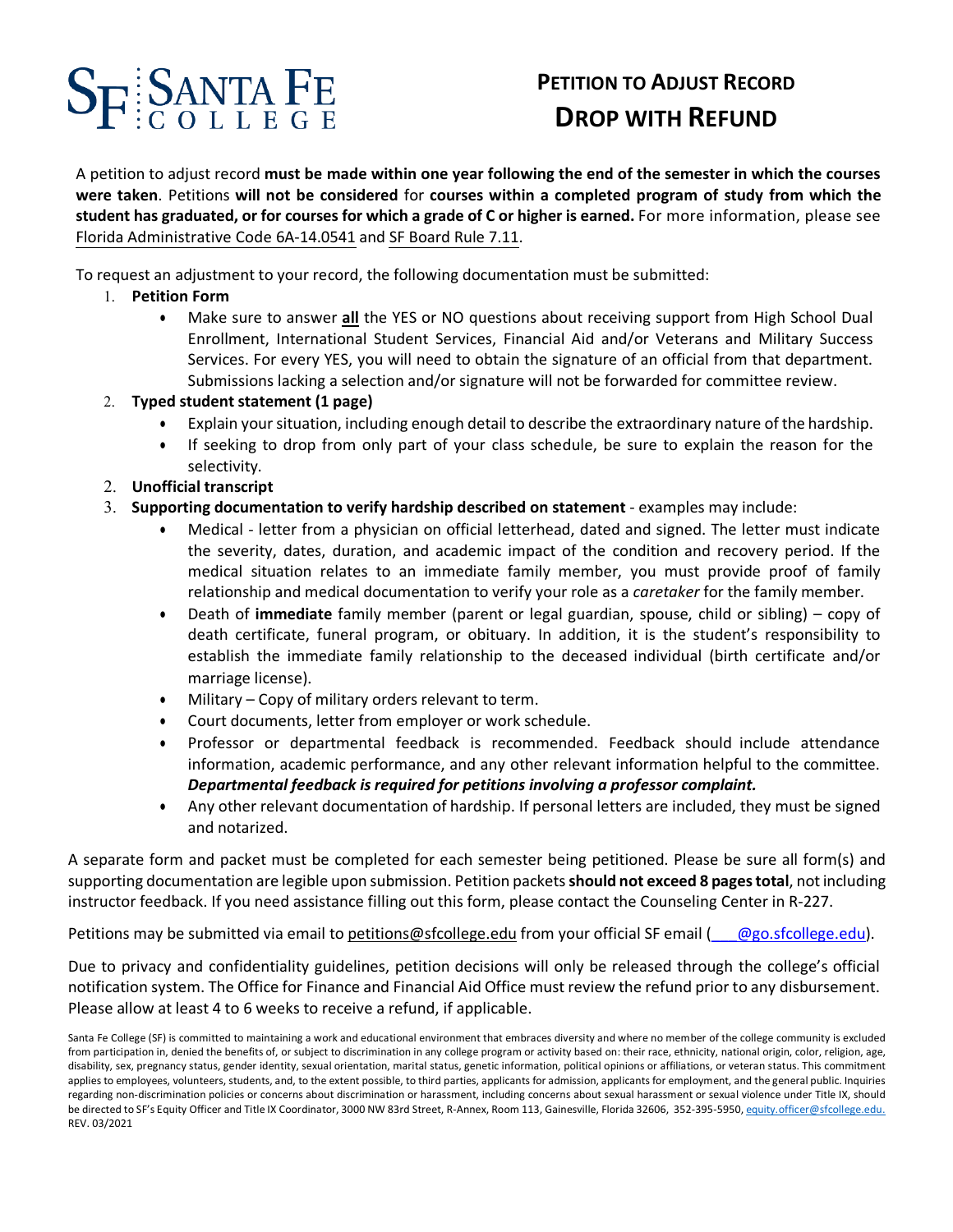SF SANTA FE COLLEGE

# PETITION TO ADJUST RECORD
# DROP WITH REFUND

A petition to adjust record **must be made within one year following the end of the semester in which the courses were taken**. Petitions **will not be considered** for **courses within a completed program of study from which the student has graduated, or for courses for which a grade of C or higher is earned.** For more information, please see Florida Administrative Code 6A-14.0541 and SF Board Rule 7.11.

To request an adjustment to your record, the following documentation must be submitted:

1. **Petition Form**
   - Make sure to answer **all** the YES or NO questions about receiving support from High School Dual Enrollment, International Student Services, Financial Aid and/or Veterans and Military Success Services. For every YES, you will need to obtain the signature of an official from that department. Submissions lacking a selection and/or signature will not be forwarded for committee review.
2. **Typed student statement (1 page)**
   - Explain your situation, including enough detail to describe the extraordinary nature of the hardship.
   - If seeking to drop from only part of your class schedule, be sure to explain the reason for the selectivity.
2. **Unofficial transcript**
3. **Supporting documentation to verify hardship described on statement** - examples may include:
   - Medical - letter from a physician on official letterhead, dated and signed. The letter must indicate the severity, dates, duration, and academic impact of the condition and recovery period. If the medical situation relates to an immediate family member, you must provide proof of family relationship and medical documentation to verify your role as a *caretaker* for the family member.
   - Death of **immediate** family member (parent or legal guardian, spouse, child or sibling) – copy of death certificate, funeral program, or obituary. In addition, it is the student's responsibility to establish the immediate family relationship to the deceased individual (birth certificate and/or marriage license).
   - Military – Copy of military orders relevant to term.
   - Court documents, letter from employer or work schedule.
   - Professor or departmental feedback is recommended. Feedback should include attendance information, academic performance, and any other relevant information helpful to the committee. ***Departmental feedback is required for petitions involving a professor complaint.***
   - Any other relevant documentation of hardship. If personal letters are included, they must be signed and notarized.

A separate form and packet must be completed for each semester being petitioned. Please be sure all form(s) and supporting documentation are legible upon submission. Petition packets **should not exceed 8 pages total**, not including instructor feedback. If you need assistance filling out this form, please contact the Counseling Center in R-227.

Petitions may be submitted via email to petitions@sfcollege.edu from your official SF email (___@go.sfcollege.edu).

Due to privacy and confidentiality guidelines, petition decisions will only be released through the college's official notification system. The Office for Finance and Financial Aid Office must review the refund prior to any disbursement. Please allow at least 4 to 6 weeks to receive a refund, if applicable.

Santa Fe College (SF) is committed to maintaining a work and educational environment that embraces diversity and where no member of the college community is excluded from participation in, denied the benefits of, or subject to discrimination in any college program or activity based on: their race, ethnicity, national origin, color, religion, age, disability, sex, pregnancy status, gender identity, sexual orientation, marital status, genetic information, political opinions or affiliations, or veteran status. This commitment applies to employees, volunteers, students, and, to the extent possible, to third parties, applicants for admission, applicants for employment, and the general public. Inquiries regarding non-discrimination policies or concerns about discrimination or harassment, including concerns about sexual harassment or sexual violence under Title IX, should be directed to SF's Equity Officer and Title IX Coordinator, 3000 NW 83rd Street, R-Annex, Room 113, Gainesville, Florida 32606, 352-395-5950, equity.officer@sfcollege.edu.
REV. 03/2021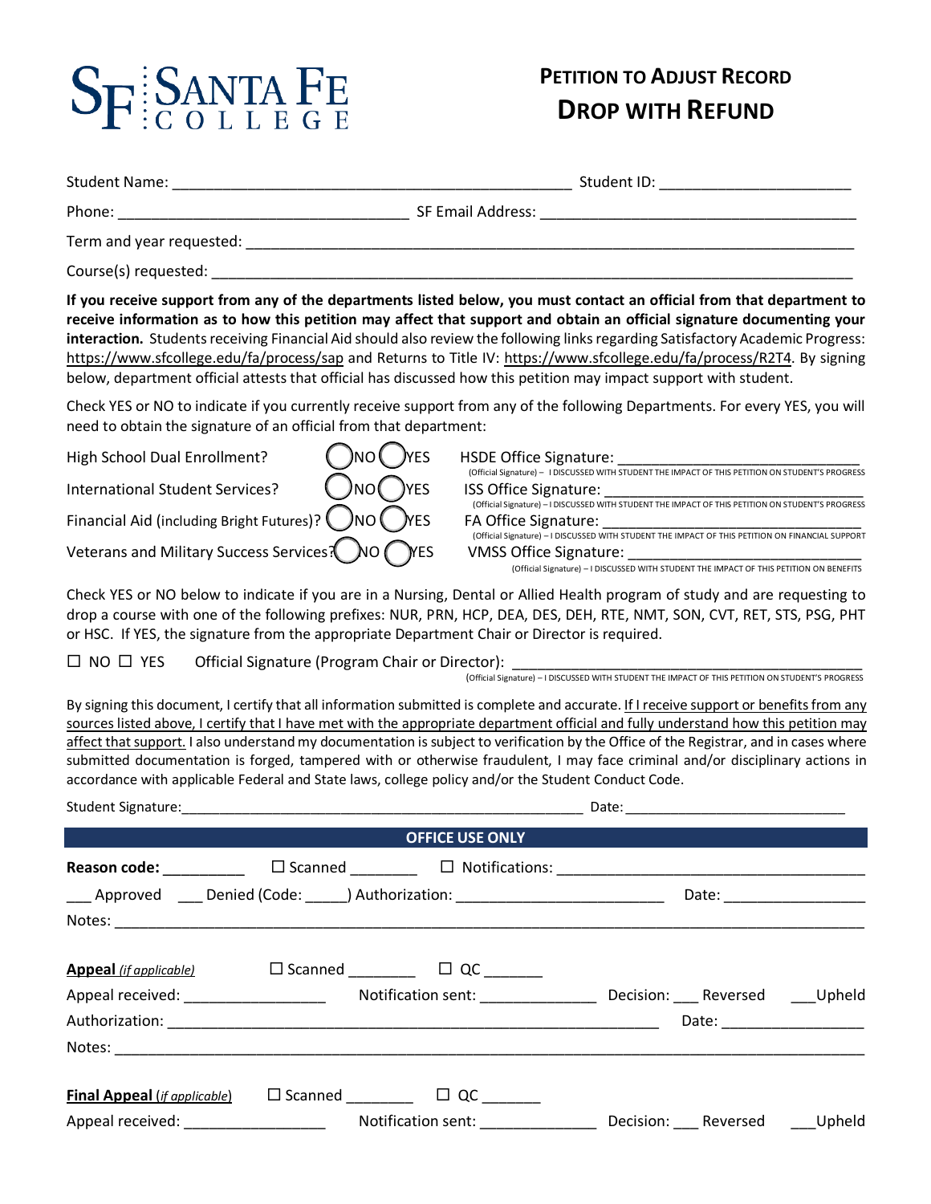# PETITION TO ADJUST RECORD
# DROP WITH REFUND

Student Name: ______________________________ Student ID: ______________________

Phone: ______________________________ SF Email Address: ______________________________

Term and year requested: ______________________________________________________________

Course(s) requested: __________________________________________________________________

**If you receive support from any of the departments listed below, you must contact an official from that department to receive information as to how this petition may affect that support and obtain an official signature documenting your interaction.** Students receiving Financial Aid should also review the following links regarding Satisfactory Academic Progress: https://www.sfcollege.edu/fa/process/sap and Returns to Title IV: https://www.sfcollege.edu/fa/process/R2T4. By signing below, department official attests that official has discussed how this petition may impact support with student.

Check YES or NO to indicate if you currently receive support from any of the following Departments. For every YES, you will need to obtain the signature of an official from that department:

High School Dual Enrollment? ◯ NO ◯ YES HSDE Office Signature: ______________________________
(Official Signature) – I DISCUSSED WITH STUDENT THE IMPACT OF THIS PETITION ON STUDENT'S PROGRESS

International Student Services? ◯ NO ◯ YES ISS Office Signature: ______________________________
(Official Signature) – I DISCUSSED WITH STUDENT THE IMPACT OF THIS PETITION ON STUDENT'S PROGRESS

Financial Aid (including Bright Futures)? ◯ NO ◯ YES FA Office Signature: ______________________________
(Official Signature) – I DISCUSSED WITH STUDENT THE IMPACT OF THIS PETITION ON FINANCIAL SUPPORT

Veterans and Military Success Services? ◯ NO ◯ YES VMSS Office Signature: ______________________________
(Official Signature) – I DISCUSSED WITH STUDENT THE IMPACT OF THIS PETITION ON BENEFITS

Check YES or NO below to indicate if you are in a Nursing, Dental or Allied Health program of study and are requesting to drop a course with one of the following prefixes: NUR, PRN, HCP, DEA, DES, DEH, RTE, NMT, SON, CVT, RET, STS, PSG, PHT or HSC. If YES, the signature from the appropriate Department Chair or Director is required.

☐ NO ☐ YES Official Signature (Program Chair or Director): ______________________________
(Official Signature) – I DISCUSSED WITH STUDENT THE IMPACT OF THIS PETITION ON STUDENT'S PROGRESS

By signing this document, I certify that all information submitted is complete and accurate. If I receive support or benefits from any sources listed above, I certify that I have met with the appropriate department official and fully understand how this petition may affect that support. I also understand my documentation is subject to verification by the Office of the Registrar, and in cases where submitted documentation is forged, tampered with or otherwise fraudulent, I may face criminal and/or disciplinary actions in accordance with applicable Federal and State laws, college policy and/or the Student Conduct Code.

Student Signature: ______________________________ Date: ______________________

## OFFICE USE ONLY

**Reason code:** __________ ☐ Scanned ________ ☐ Notifications: ______________________________

___ Approved ___ Denied (Code: _____) Authorization: ________________________ Date: ________________

Notes: ______________________________________________________________________________

**Appeal** *(if applicable)* ☐ Scanned ________ ☐ QC _______

Appeal received: ________________ Notification sent: ______________ Decision: ___ Reversed ___Upheld

Authorization: ____________________________________________ Date: ________________

Notes: ______________________________________________________________________________

**Final Appeal** (*if applicable*) ☐ Scanned ________ ☐ QC _______

Appeal received: ________________ Notification sent: ______________ Decision: ___ Reversed ___Upheld